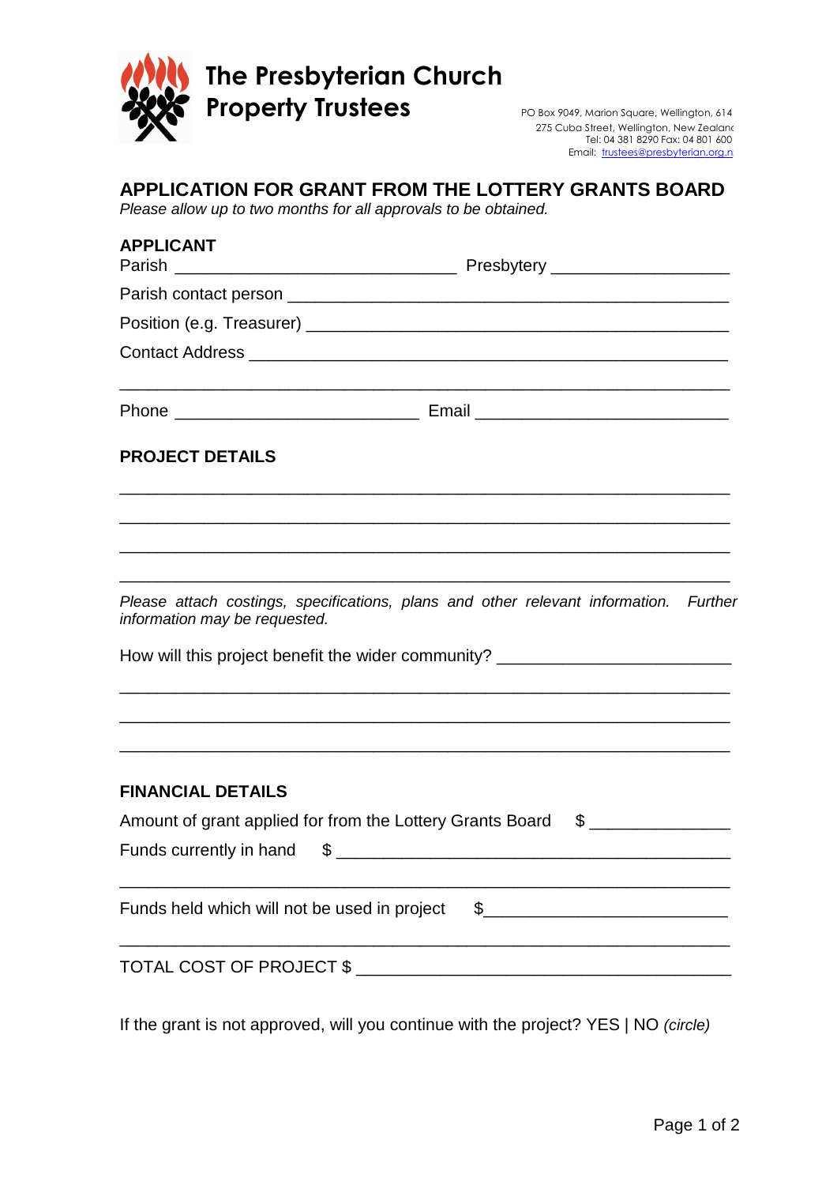# The Presbyterian Church Property Trustees

PO Box 9049, Marion Square, Wellington, 614
275 Cuba Street, Wellington, New Zealanc
Tel: 04 381 8290 Fax: 04 801 600
Email: trustees@presbyterian.org.n

## APPLICATION FOR GRANT FROM THE LOTTERY GRANTS BOARD

*Please allow up to two months for all approvals to be obtained.*

### APPLICANT

Parish _______________________________ Presbytery ___________________

Parish contact person ________________________________________________

Position (e.g. Treasurer) ______________________________________________

Contact Address _____________________________________________________

______________________________________________________________________

Phone __________________________ Email ___________________________

### PROJECT DETAILS

______________________________________________________________________

______________________________________________________________________

______________________________________________________________________

______________________________________________________________________

*Please attach costings, specifications, plans and other relevant information. Further information may be requested.*

How will this project benefit the wider community? _________________________

______________________________________________________________________

______________________________________________________________________

______________________________________________________________________

### FINANCIAL DETAILS

Amount of grant applied for from the Lottery Grants Board $ _______________

Funds currently in hand $ _____________________________________________

______________________________________________________________________

Funds held which will not be used in project $__________________________

______________________________________________________________________

TOTAL COST OF PROJECT $ ____________________________________________

If the grant is not approved, will you continue with the project? YES | NO *(circle)*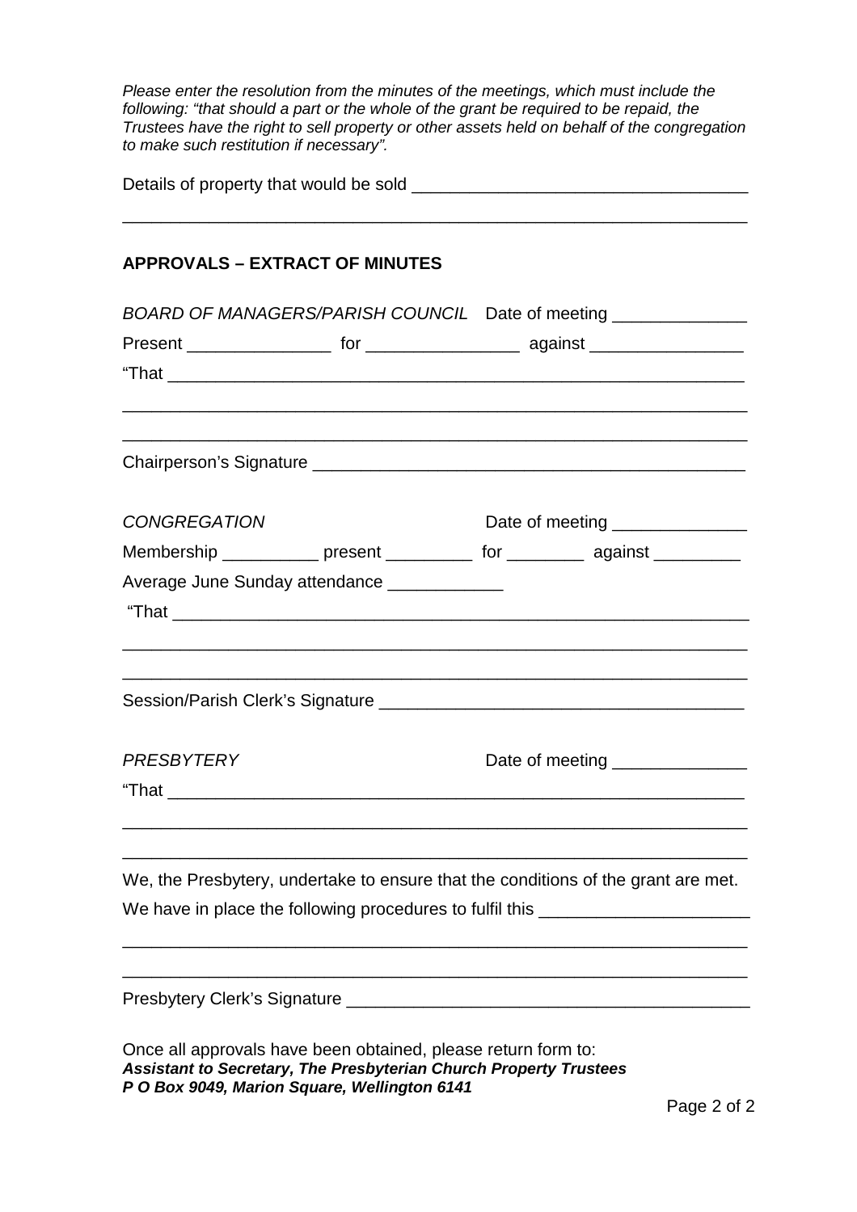*Please enter the resolution from the minutes of the meetings, which must include the following: "that should a part or the whole of the grant be required to be repaid, the Trustees have the right to sell property or other assets held on behalf of the congregation to make such restitution if necessary".*

Details of property that would be sold ___________________________________

_________________________________________________________________

## APPROVALS – EXTRACT OF MINUTES

*BOARD OF MANAGERS/PARISH COUNCIL* Date of meeting ______________

Present _______________ for ________________ against ________________

"That ___________________________________________________________

_________________________________________________________________

_________________________________________________________________

Chairperson's Signature ____________________________________________

*CONGREGATION* Date of meeting ______________

Membership __________ present _________ for ________ against _________

Average June Sunday attendance ____________

"That ___________________________________________________________

_________________________________________________________________

_________________________________________________________________

Session/Parish Clerk's Signature _____________________________________

*PRESBYTERY* Date of meeting ______________

"That ___________________________________________________________

_________________________________________________________________

_________________________________________________________________

We, the Presbytery, undertake to ensure that the conditions of the grant are met.

We have in place the following procedures to fulfil this _____________________

_________________________________________________________________

_________________________________________________________________

Presbytery Clerk's Signature _________________________________________

Once all approvals have been obtained, please return form to:
***Assistant to Secretary, The Presbyterian Church Property Trustees***
***P O Box 9049, Marion Square, Wellington 6141***